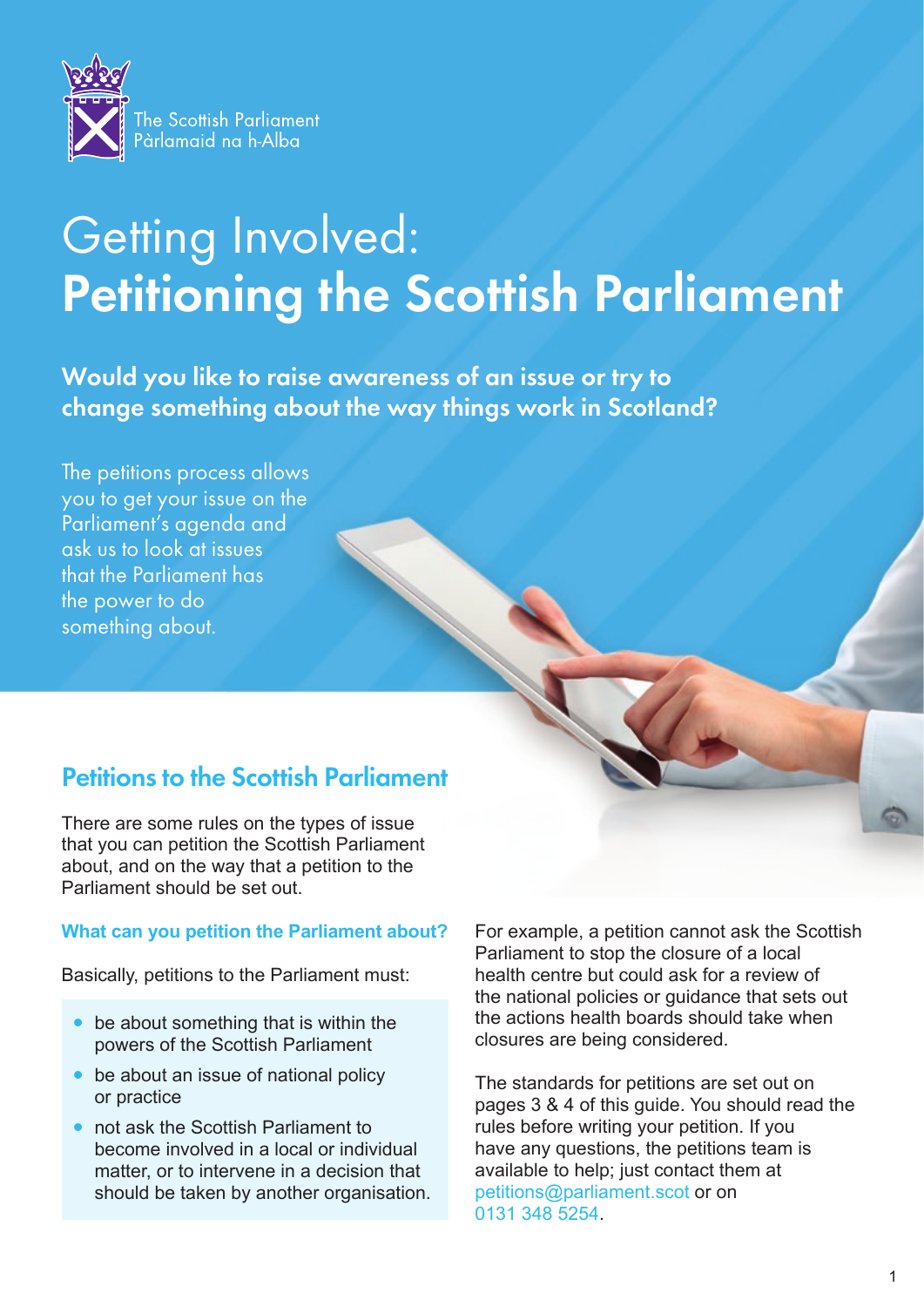The Scottish Parliament
Pàrlamaid na h-Alba

# Getting Involved: **Petitioning the Scottish Parliament**

**Would you like to raise awareness of an issue or try to change something about the way things work in Scotland?**

The petitions process allows you to get your issue on the Parliament's agenda and ask us to look at issues that the Parliament has the power to do something about.

## Petitions to the Scottish Parliament

There are some rules on the types of issue that you can petition the Scottish Parliament about, and on the way that a petition to the Parliament should be set out.

### What can you petition the Parliament about?

Basically, petitions to the Parliament must:

- be about something that is within the powers of the Scottish Parliament
- be about an issue of national policy or practice
- not ask the Scottish Parliament to become involved in a local or individual matter, or to intervene in a decision that should be taken by another organisation.

For example, a petition cannot ask the Scottish Parliament to stop the closure of a local health centre but could ask for a review of the national policies or guidance that sets out the actions health boards should take when closures are being considered.

The standards for petitions are set out on pages 3 & 4 of this guide. You should read the rules before writing your petition. If you have any questions, the petitions team is available to help; just contact them at petitions@parliament.scot or on 0131 348 5254.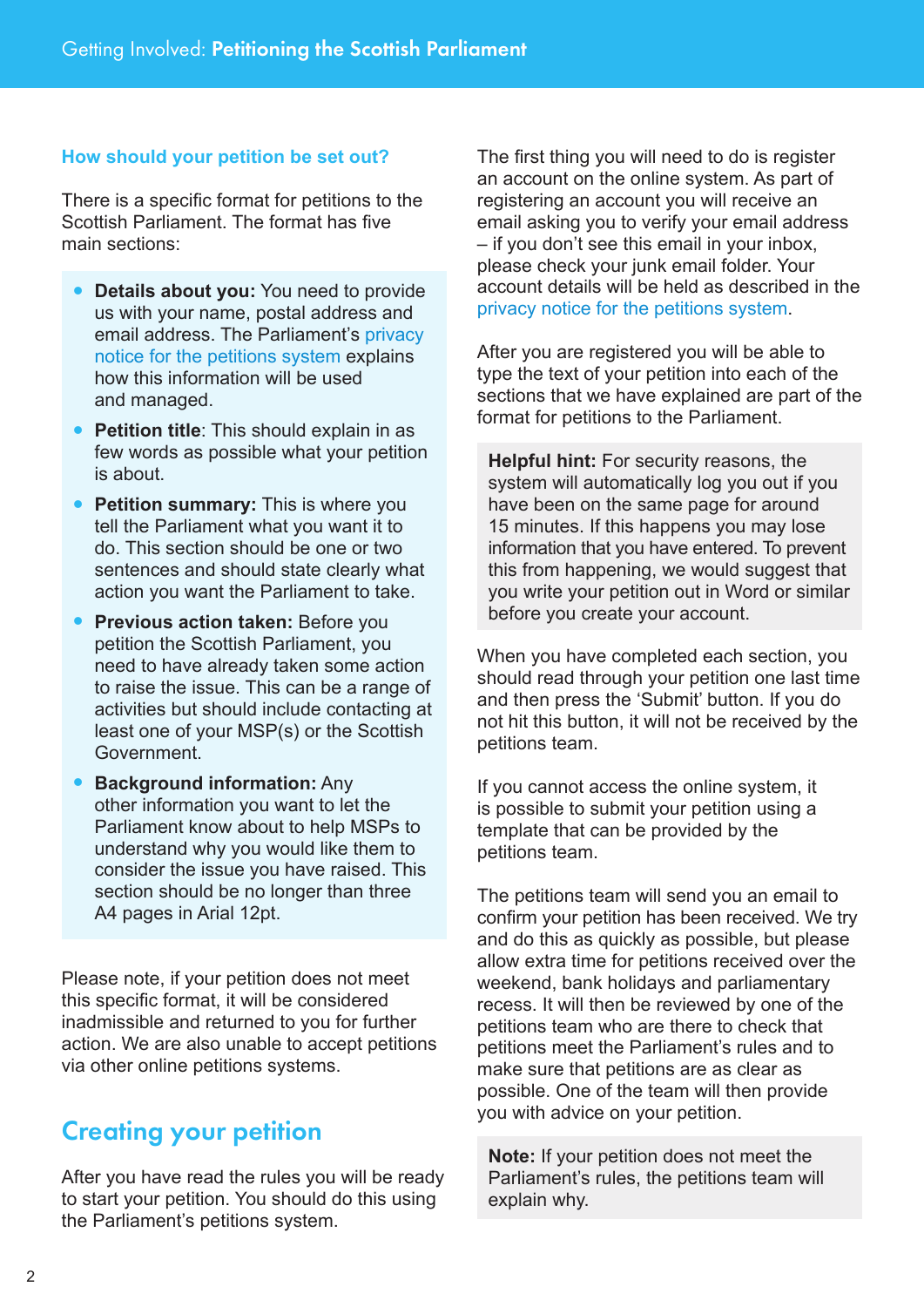### How should your petition be set out?

There is a specific format for petitions to the Scottish Parliament. The format has five main sections:

- **Details about you:** You need to provide us with your name, postal address and email address. The Parliament's privacy notice for the petitions system explains how this information will be used and managed.
- **Petition title**: This should explain in as few words as possible what your petition is about.
- **Petition summary:** This is where you tell the Parliament what you want it to do. This section should be one or two sentences and should state clearly what action you want the Parliament to take.
- **Previous action taken:** Before you petition the Scottish Parliament, you need to have already taken some action to raise the issue. This can be a range of activities but should include contacting at least one of your MSP(s) or the Scottish Government.
- **Background information:** Any other information you want to let the Parliament know about to help MSPs to understand why you would like them to consider the issue you have raised. This section should be no longer than three A4 pages in Arial 12pt.

Please note, if your petition does not meet this specific format, it will be considered inadmissible and returned to you for further action. We are also unable to accept petitions via other online petitions systems.

## Creating your petition

After you have read the rules you will be ready to start your petition. You should do this using the Parliament's petitions system.

The first thing you will need to do is register an account on the online system. As part of registering an account you will receive an email asking you to verify your email address – if you don't see this email in your inbox, please check your junk email folder. Your account details will be held as described in the privacy notice for the petitions system.

After you are registered you will be able to type the text of your petition into each of the sections that we have explained are part of the format for petitions to the Parliament.

**Helpful hint:** For security reasons, the system will automatically log you out if you have been on the same page for around 15 minutes. If this happens you may lose information that you have entered. To prevent this from happening, we would suggest that you write your petition out in Word or similar before you create your account.

When you have completed each section, you should read through your petition one last time and then press the 'Submit' button. If you do not hit this button, it will not be received by the petitions team.

If you cannot access the online system, it is possible to submit your petition using a template that can be provided by the petitions team.

The petitions team will send you an email to confirm your petition has been received. We try and do this as quickly as possible, but please allow extra time for petitions received over the weekend, bank holidays and parliamentary recess. It will then be reviewed by one of the petitions team who are there to check that petitions meet the Parliament's rules and to make sure that petitions are as clear as possible. One of the team will then provide you with advice on your petition.

**Note:** If your petition does not meet the Parliament's rules, the petitions team will explain why.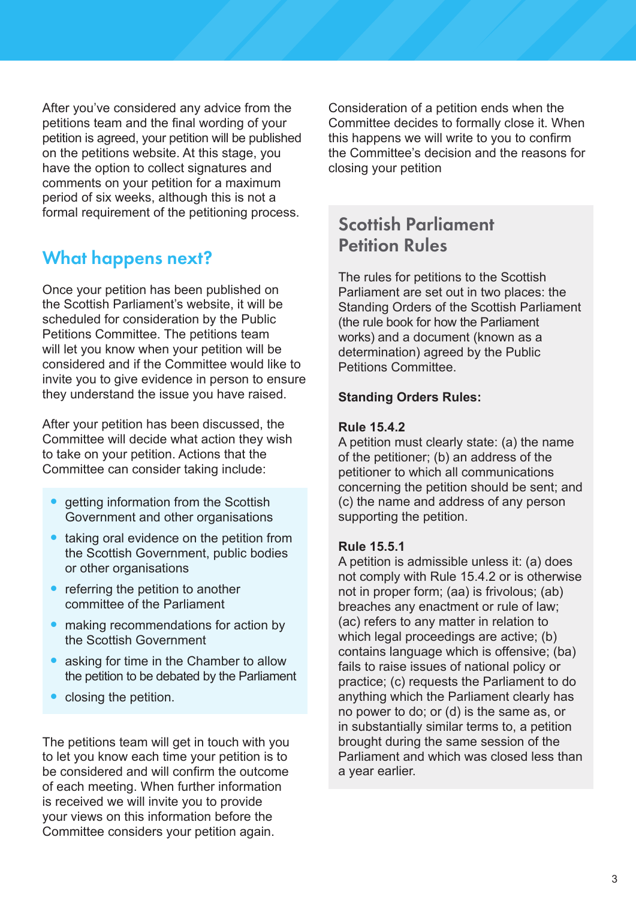After you've considered any advice from the petitions team and the final wording of your petition is agreed, your petition will be published on the petitions website. At this stage, you have the option to collect signatures and comments on your petition for a maximum period of six weeks, although this is not a formal requirement of the petitioning process.

## What happens next?

Once your petition has been published on the Scottish Parliament's website, it will be scheduled for consideration by the Public Petitions Committee. The petitions team will let you know when your petition will be considered and if the Committee would like to invite you to give evidence in person to ensure they understand the issue you have raised.

After your petition has been discussed, the Committee will decide what action they wish to take on your petition. Actions that the Committee can consider taking include:

- getting information from the Scottish Government and other organisations
- taking oral evidence on the petition from the Scottish Government, public bodies or other organisations
- referring the petition to another committee of the Parliament
- making recommendations for action by the Scottish Government
- asking for time in the Chamber to allow the petition to be debated by the Parliament
- closing the petition.

The petitions team will get in touch with you to let you know each time your petition is to be considered and will confirm the outcome of each meeting. When further information is received we will invite you to provide your views on this information before the Committee considers your petition again.

Consideration of a petition ends when the Committee decides to formally close it. When this happens we will write to you to confirm the Committee's decision and the reasons for closing your petition

## Scottish Parliament Petition Rules

The rules for petitions to the Scottish Parliament are set out in two places: the Standing Orders of the Scottish Parliament (the rule book for how the Parliament works) and a document (known as a determination) agreed by the Public Petitions Committee.

**Standing Orders Rules:**

**Rule 15.4.2**
A petition must clearly state: (a) the name of the petitioner; (b) an address of the petitioner to which all communications concerning the petition should be sent; and (c) the name and address of any person supporting the petition.

**Rule 15.5.1**
A petition is admissible unless it: (a) does not comply with Rule 15.4.2 or is otherwise not in proper form; (aa) is frivolous; (ab) breaches any enactment or rule of law; (ac) refers to any matter in relation to which legal proceedings are active; (b) contains language which is offensive; (ba) fails to raise issues of national policy or practice; (c) requests the Parliament to do anything which the Parliament clearly has no power to do; or (d) is the same as, or in substantially similar terms to, a petition brought during the same session of the Parliament and which was closed less than a year earlier.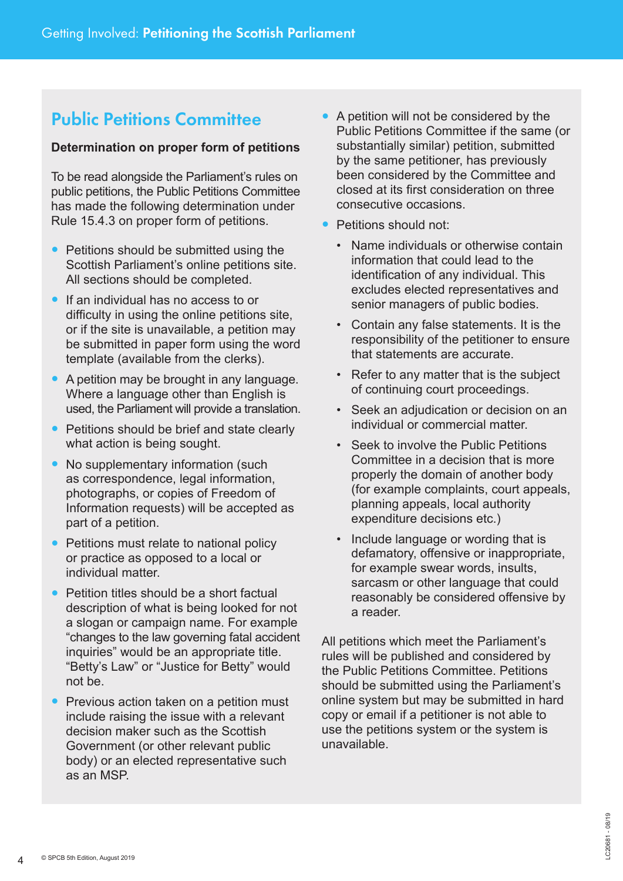## Public Petitions Committee

**Determination on proper form of petitions**

To be read alongside the Parliament's rules on public petitions, the Public Petitions Committee has made the following determination under Rule 15.4.3 on proper form of petitions.

- Petitions should be submitted using the Scottish Parliament's online petitions site. All sections should be completed.
- If an individual has no access to or difficulty in using the online petitions site, or if the site is unavailable, a petition may be submitted in paper form using the word template (available from the clerks).
- A petition may be brought in any language. Where a language other than English is used, the Parliament will provide a translation.
- Petitions should be brief and state clearly what action is being sought.
- No supplementary information (such as correspondence, legal information, photographs, or copies of Freedom of Information requests) will be accepted as part of a petition.
- Petitions must relate to national policy or practice as opposed to a local or individual matter.
- Petition titles should be a short factual description of what is being looked for not a slogan or campaign name. For example "changes to the law governing fatal accident inquiries" would be an appropriate title. "Betty's Law" or "Justice for Betty" would not be.
- Previous action taken on a petition must include raising the issue with a relevant decision maker such as the Scottish Government (or other relevant public body) or an elected representative such as an MSP.
- A petition will not be considered by the Public Petitions Committee if the same (or substantially similar) petition, submitted by the same petitioner, has previously been considered by the Committee and closed at its first consideration on three consecutive occasions.
- Petitions should not:
  - Name individuals or otherwise contain information that could lead to the identification of any individual. This excludes elected representatives and senior managers of public bodies.
  - Contain any false statements. It is the responsibility of the petitioner to ensure that statements are accurate.
  - Refer to any matter that is the subject of continuing court proceedings.
  - Seek an adjudication or decision on an individual or commercial matter.
  - Seek to involve the Public Petitions Committee in a decision that is more properly the domain of another body (for example complaints, court appeals, planning appeals, local authority expenditure decisions etc.)
  - Include language or wording that is defamatory, offensive or inappropriate, for example swear words, insults, sarcasm or other language that could reasonably be considered offensive by a reader.

All petitions which meet the Parliament's rules will be published and considered by the Public Petitions Committee. Petitions should be submitted using the Parliament's online system but may be submitted in hard copy or email if a petitioner is not able to use the petitions system or the system is unavailable.

© SPCB 5th Edition, August 2019

LC20681 - 08/19